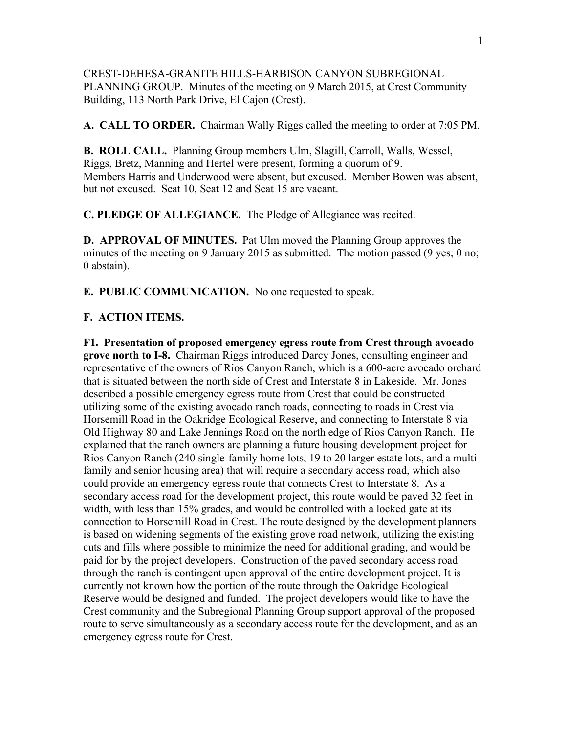CREST-DEHESA-GRANITE HILLS-HARBISON CANYON SUBREGIONAL PLANNING GROUP. Minutes of the meeting on 9 March 2015, at Crest Community Building, 113 North Park Drive, El Cajon (Crest).

**A. CALL TO ORDER.** Chairman Wally Riggs called the meeting to order at 7:05 PM.

**B. ROLL CALL.** Planning Group members Ulm, Slagill, Carroll, Walls, Wessel, Riggs, Bretz, Manning and Hertel were present, forming a quorum of 9. Members Harris and Underwood were absent, but excused. Member Bowen was absent, but not excused. Seat 10, Seat 12 and Seat 15 are vacant.

**C. PLEDGE OF ALLEGIANCE.** The Pledge of Allegiance was recited.

**D. APPROVAL OF MINUTES.** Pat Ulm moved the Planning Group approves the minutes of the meeting on 9 January 2015 as submitted. The motion passed (9 yes; 0 no; 0 abstain).

**E. PUBLIC COMMUNICATION.** No one requested to speak.

**F. ACTION ITEMS.**

**F1. Presentation of proposed emergency egress route from Crest through avocado grove north to I-8.** Chairman Riggs introduced Darcy Jones, consulting engineer and representative of the owners of Rios Canyon Ranch, which is a 600-acre avocado orchard that is situated between the north side of Crest and Interstate 8 in Lakeside. Mr. Jones described a possible emergency egress route from Crest that could be constructed utilizing some of the existing avocado ranch roads, connecting to roads in Crest via Horsemill Road in the Oakridge Ecological Reserve, and connecting to Interstate 8 via Old Highway 80 and Lake Jennings Road on the north edge of Rios Canyon Ranch. He explained that the ranch owners are planning a future housing development project for Rios Canyon Ranch (240 single-family home lots, 19 to 20 larger estate lots, and a multi-family and senior housing area) that will require a secondary access road, which also could provide an emergency egress route that connects Crest to Interstate 8. As a secondary access road for the development project, this route would be paved 32 feet in width, with less than 15% grades, and would be controlled with a locked gate at its connection to Horsemill Road in Crest. The route designed by the development planners is based on widening segments of the existing grove road network, utilizing the existing cuts and fills where possible to minimize the need for additional grading, and would be paid for by the project developers. Construction of the paved secondary access road through the ranch is contingent upon approval of the entire development project. It is currently not known how the portion of the route through the Oakridge Ecological Reserve would be designed and funded. The project developers would like to have the Crest community and the Subregional Planning Group support approval of the proposed route to serve simultaneously as a secondary access route for the development, and as an emergency egress route for Crest.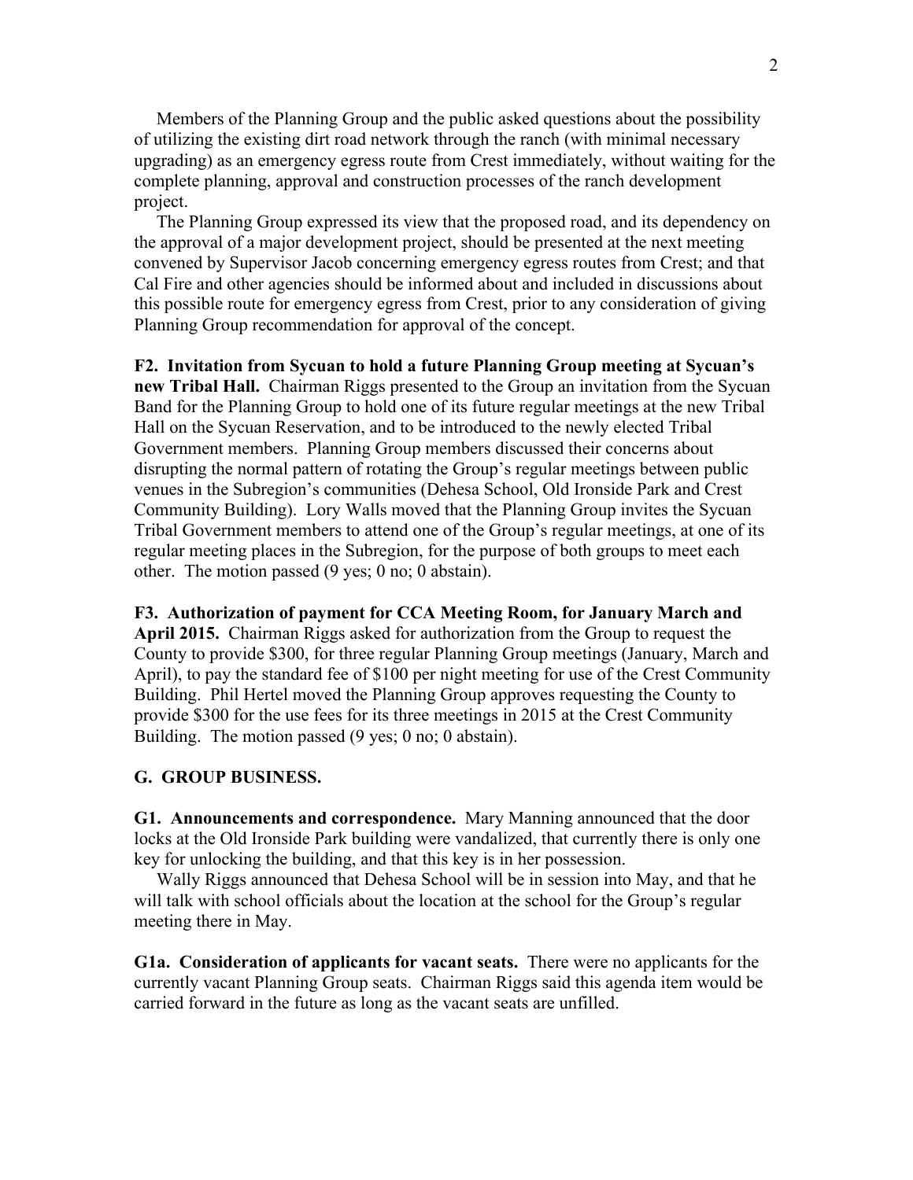Members of the Planning Group and the public asked questions about the possibility of utilizing the existing dirt road network through the ranch (with minimal necessary upgrading) as an emergency egress route from Crest immediately, without waiting for the complete planning, approval and construction processes of the ranch development project.

The Planning Group expressed its view that the proposed road, and its dependency on the approval of a major development project, should be presented at the next meeting convened by Supervisor Jacob concerning emergency egress routes from Crest; and that Cal Fire and other agencies should be informed about and included in discussions about this possible route for emergency egress from Crest, prior to any consideration of giving Planning Group recommendation for approval of the concept.

**F2. Invitation from Sycuan to hold a future Planning Group meeting at Sycuan's new Tribal Hall.** Chairman Riggs presented to the Group an invitation from the Sycuan Band for the Planning Group to hold one of its future regular meetings at the new Tribal Hall on the Sycuan Reservation, and to be introduced to the newly elected Tribal Government members. Planning Group members discussed their concerns about disrupting the normal pattern of rotating the Group's regular meetings between public venues in the Subregion's communities (Dehesa School, Old Ironside Park and Crest Community Building). Lory Walls moved that the Planning Group invites the Sycuan Tribal Government members to attend one of the Group's regular meetings, at one of its regular meeting places in the Subregion, for the purpose of both groups to meet each other. The motion passed (9 yes; 0 no; 0 abstain).

**F3. Authorization of payment for CCA Meeting Room, for January March and April 2015.** Chairman Riggs asked for authorization from the Group to request the County to provide $300, for three regular Planning Group meetings (January, March and April), to pay the standard fee of $100 per night meeting for use of the Crest Community Building. Phil Hertel moved the Planning Group approves requesting the County to provide $300 for the use fees for its three meetings in 2015 at the Crest Community Building. The motion passed (9 yes; 0 no; 0 abstain).

## G. GROUP BUSINESS.

**G1. Announcements and correspondence.** Mary Manning announced that the door locks at the Old Ironside Park building were vandalized, that currently there is only one key for unlocking the building, and that this key is in her possession.

Wally Riggs announced that Dehesa School will be in session into May, and that he will talk with school officials about the location at the school for the Group's regular meeting there in May.

**G1a. Consideration of applicants for vacant seats.** There were no applicants for the currently vacant Planning Group seats. Chairman Riggs said this agenda item would be carried forward in the future as long as the vacant seats are unfilled.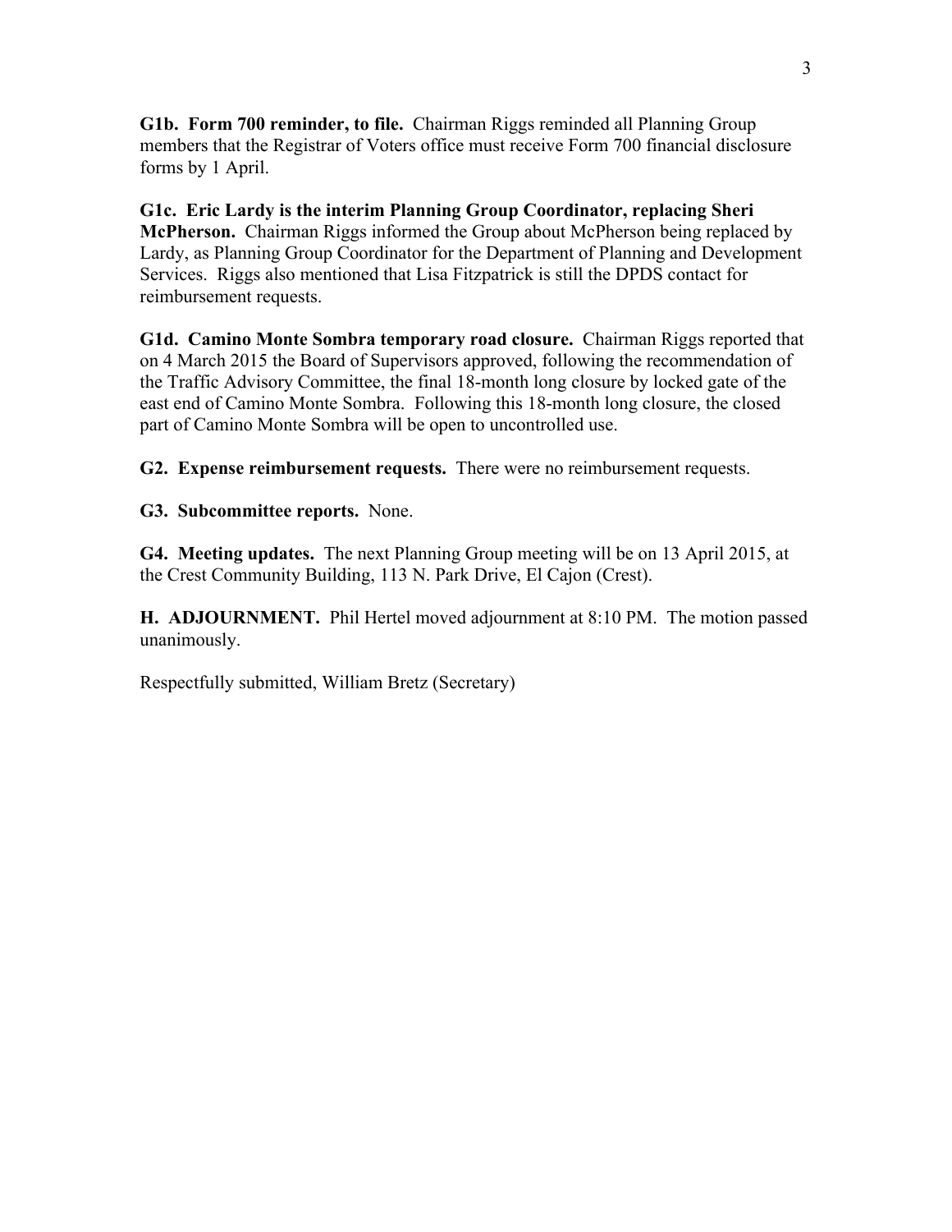**G1b. Form 700 reminder, to file.** Chairman Riggs reminded all Planning Group members that the Registrar of Voters office must receive Form 700 financial disclosure forms by 1 April.

**G1c. Eric Lardy is the interim Planning Group Coordinator, replacing Sheri McPherson.** Chairman Riggs informed the Group about McPherson being replaced by Lardy, as Planning Group Coordinator for the Department of Planning and Development Services. Riggs also mentioned that Lisa Fitzpatrick is still the DPDS contact for reimbursement requests.

**G1d. Camino Monte Sombra temporary road closure.** Chairman Riggs reported that on 4 March 2015 the Board of Supervisors approved, following the recommendation of the Traffic Advisory Committee, the final 18-month long closure by locked gate of the east end of Camino Monte Sombra. Following this 18-month long closure, the closed part of Camino Monte Sombra will be open to uncontrolled use.

**G2. Expense reimbursement requests.** There were no reimbursement requests.

**G3. Subcommittee reports.** None.

**G4. Meeting updates.** The next Planning Group meeting will be on 13 April 2015, at the Crest Community Building, 113 N. Park Drive, El Cajon (Crest).

**H. ADJOURNMENT.** Phil Hertel moved adjournment at 8:10 PM. The motion passed unanimously.

Respectfully submitted, William Bretz (Secretary)